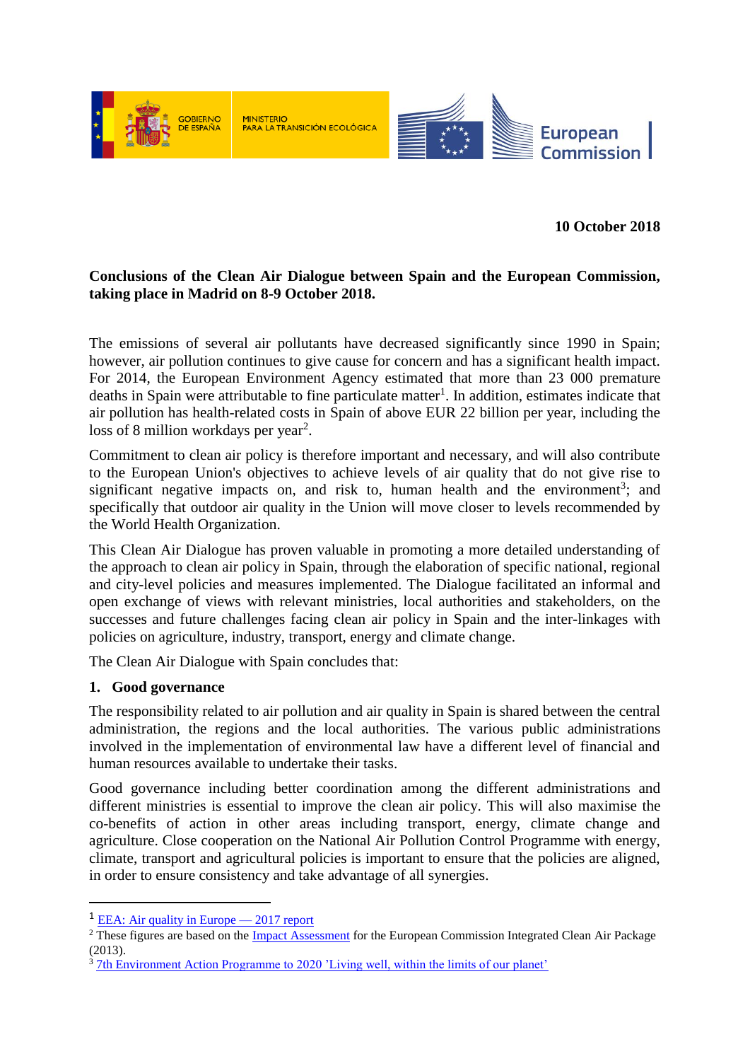**10 October 2018**

**Conclusions of the Clean Air Dialogue between Spain and the European Commission, taking place in Madrid on 8-9 October 2018.**

The emissions of several air pollutants have decreased significantly since 1990 in Spain; however, air pollution continues to give cause for concern and has a significant health impact. For 2014, the European Environment Agency estimated that more than 23 000 premature deaths in Spain were attributable to fine particulate matter[1]. In addition, estimates indicate that air pollution has health-related costs in Spain of above EUR 22 billion per year, including the loss of 8 million workdays per year[2].

Commitment to clean air policy is therefore important and necessary, and will also contribute to the European Union's objectives to achieve levels of air quality that do not give rise to significant negative impacts on, and risk to, human health and the environment[3]; and specifically that outdoor air quality in the Union will move closer to levels recommended by the World Health Organization.

This Clean Air Dialogue has proven valuable in promoting a more detailed understanding of the approach to clean air policy in Spain, through the elaboration of specific national, regional and city-level policies and measures implemented. The Dialogue facilitated an informal and open exchange of views with relevant ministries, local authorities and stakeholders, on the successes and future challenges facing clean air policy in Spain and the inter-linkages with policies on agriculture, industry, transport, energy and climate change.

The Clean Air Dialogue with Spain concludes that:

## 1. Good governance

The responsibility related to air pollution and air quality in Spain is shared between the central administration, the regions and the local authorities. The various public administrations involved in the implementation of environmental law have a different level of financial and human resources available to undertake their tasks.

Good governance including better coordination among the different administrations and different ministries is essential to improve the clean air policy. This will also maximise the co-benefits of action in other areas including transport, energy, climate change and agriculture. Close cooperation on the National Air Pollution Control Programme with energy, climate, transport and agricultural policies is important to ensure that the policies are aligned, in order to ensure consistency and take advantage of all synergies.

---

[1] EEA: Air quality in Europe — 2017 report

[2] These figures are based on the Impact Assessment for the European Commission Integrated Clean Air Package (2013).

[3] 7th Environment Action Programme to 2020 'Living well, within the limits of our planet'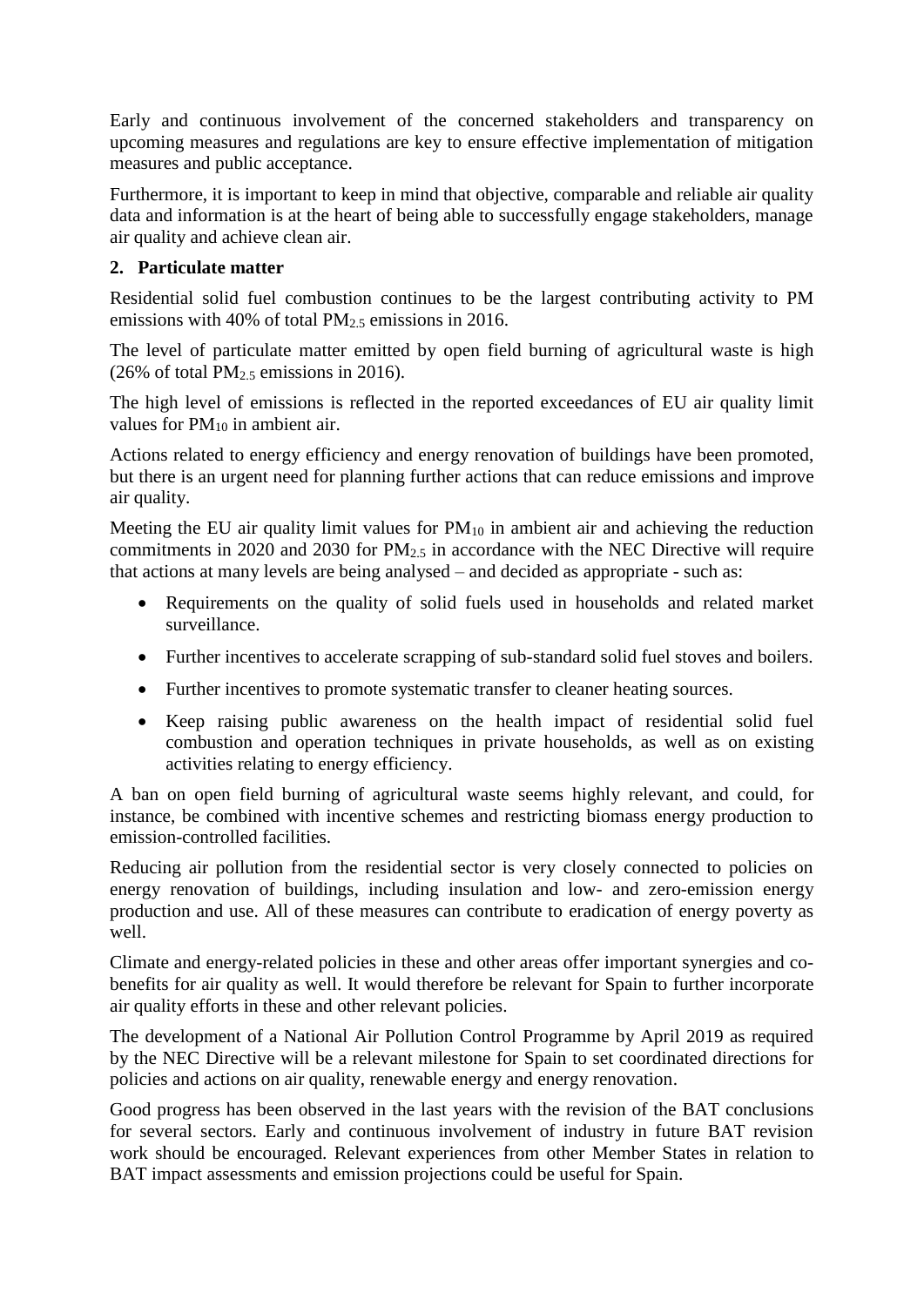Early and continuous involvement of the concerned stakeholders and transparency on upcoming measures and regulations are key to ensure effective implementation of mitigation measures and public acceptance.

Furthermore, it is important to keep in mind that objective, comparable and reliable air quality data and information is at the heart of being able to successfully engage stakeholders, manage air quality and achieve clean air.

## 2. Particulate matter

Residential solid fuel combustion continues to be the largest contributing activity to PM emissions with 40% of total $PM_{2.5}$ emissions in 2016.

The level of particulate matter emitted by open field burning of agricultural waste is high (26% of total $PM_{2.5}$ emissions in 2016).

The high level of emissions is reflected in the reported exceedances of EU air quality limit values for $PM_{10}$ in ambient air.

Actions related to energy efficiency and energy renovation of buildings have been promoted, but there is an urgent need for planning further actions that can reduce emissions and improve air quality.

Meeting the EU air quality limit values for $PM_{10}$ in ambient air and achieving the reduction commitments in 2020 and 2030 for $PM_{2.5}$ in accordance with the NEC Directive will require that actions at many levels are being analysed – and decided as appropriate - such as:

- Requirements on the quality of solid fuels used in households and related market surveillance.
- Further incentives to accelerate scrapping of sub-standard solid fuel stoves and boilers.
- Further incentives to promote systematic transfer to cleaner heating sources.
- Keep raising public awareness on the health impact of residential solid fuel combustion and operation techniques in private households, as well as on existing activities relating to energy efficiency.

A ban on open field burning of agricultural waste seems highly relevant, and could, for instance, be combined with incentive schemes and restricting biomass energy production to emission-controlled facilities.

Reducing air pollution from the residential sector is very closely connected to policies on energy renovation of buildings, including insulation and low- and zero-emission energy production and use. All of these measures can contribute to eradication of energy poverty as well.

Climate and energy-related policies in these and other areas offer important synergies and co-benefits for air quality as well. It would therefore be relevant for Spain to further incorporate air quality efforts in these and other relevant policies.

The development of a National Air Pollution Control Programme by April 2019 as required by the NEC Directive will be a relevant milestone for Spain to set coordinated directions for policies and actions on air quality, renewable energy and energy renovation.

Good progress has been observed in the last years with the revision of the BAT conclusions for several sectors. Early and continuous involvement of industry in future BAT revision work should be encouraged. Relevant experiences from other Member States in relation to BAT impact assessments and emission projections could be useful for Spain.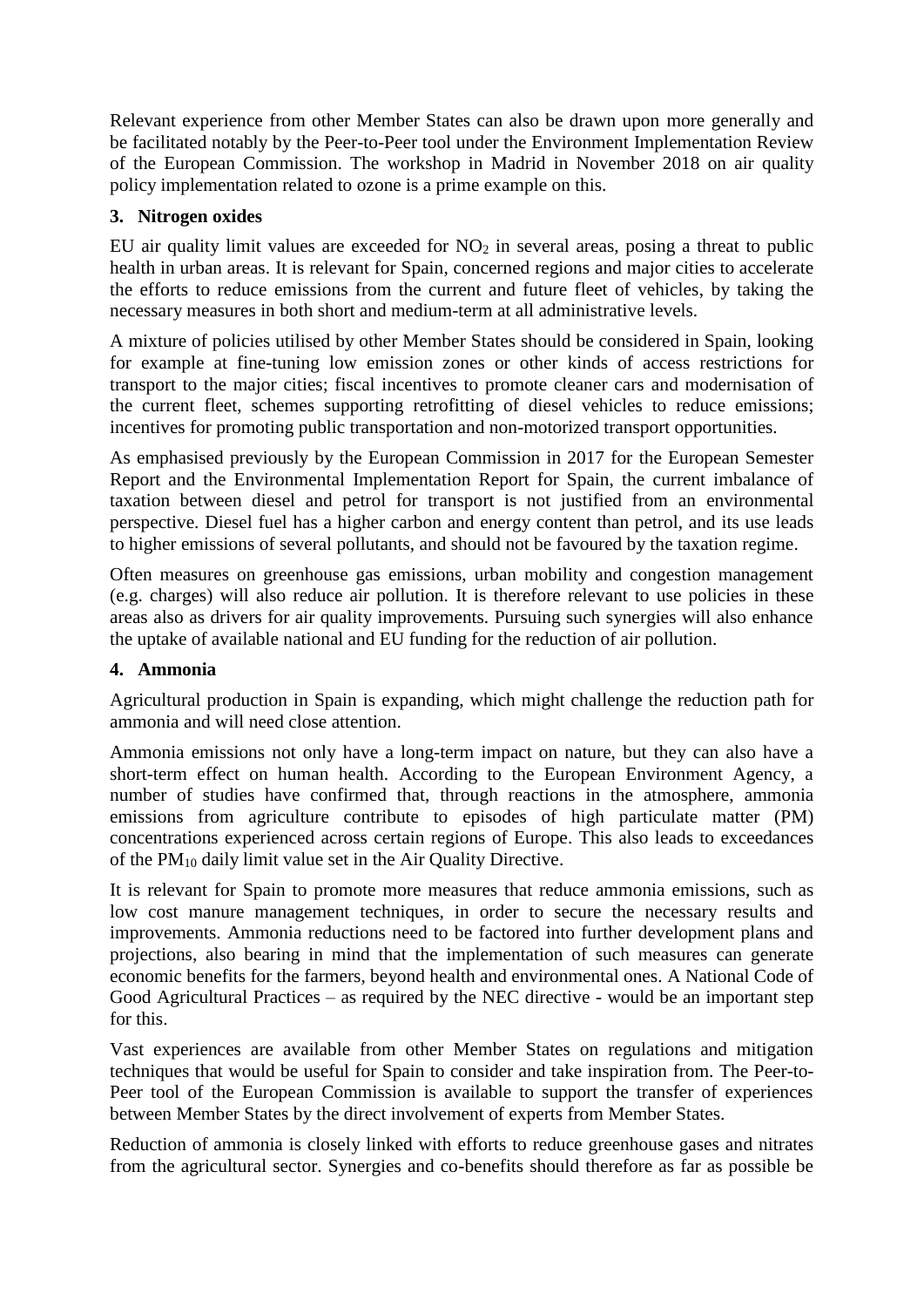Relevant experience from other Member States can also be drawn upon more generally and be facilitated notably by the Peer-to-Peer tool under the Environment Implementation Review of the European Commission. The workshop in Madrid in November 2018 on air quality policy implementation related to ozone is a prime example on this.

## 3. Nitrogen oxides

EU air quality limit values are exceeded for $NO_2$ in several areas, posing a threat to public health in urban areas. It is relevant for Spain, concerned regions and major cities to accelerate the efforts to reduce emissions from the current and future fleet of vehicles, by taking the necessary measures in both short and medium-term at all administrative levels.

A mixture of policies utilised by other Member States should be considered in Spain, looking for example at fine-tuning low emission zones or other kinds of access restrictions for transport to the major cities; fiscal incentives to promote cleaner cars and modernisation of the current fleet, schemes supporting retrofitting of diesel vehicles to reduce emissions; incentives for promoting public transportation and non-motorized transport opportunities.

As emphasised previously by the European Commission in 2017 for the European Semester Report and the Environmental Implementation Report for Spain, the current imbalance of taxation between diesel and petrol for transport is not justified from an environmental perspective. Diesel fuel has a higher carbon and energy content than petrol, and its use leads to higher emissions of several pollutants, and should not be favoured by the taxation regime.

Often measures on greenhouse gas emissions, urban mobility and congestion management (e.g. charges) will also reduce air pollution. It is therefore relevant to use policies in these areas also as drivers for air quality improvements. Pursuing such synergies will also enhance the uptake of available national and EU funding for the reduction of air pollution.

## 4. Ammonia

Agricultural production in Spain is expanding, which might challenge the reduction path for ammonia and will need close attention.

Ammonia emissions not only have a long-term impact on nature, but they can also have a short-term effect on human health. According to the European Environment Agency, a number of studies have confirmed that, through reactions in the atmosphere, ammonia emissions from agriculture contribute to episodes of high particulate matter (PM) concentrations experienced across certain regions of Europe. This also leads to exceedances of the $PM_{10}$ daily limit value set in the Air Quality Directive.

It is relevant for Spain to promote more measures that reduce ammonia emissions, such as low cost manure management techniques, in order to secure the necessary results and improvements. Ammonia reductions need to be factored into further development plans and projections, also bearing in mind that the implementation of such measures can generate economic benefits for the farmers, beyond health and environmental ones. A National Code of Good Agricultural Practices – as required by the NEC directive - would be an important step for this.

Vast experiences are available from other Member States on regulations and mitigation techniques that would be useful for Spain to consider and take inspiration from. The Peer-to-Peer tool of the European Commission is available to support the transfer of experiences between Member States by the direct involvement of experts from Member States.

Reduction of ammonia is closely linked with efforts to reduce greenhouse gases and nitrates from the agricultural sector. Synergies and co-benefits should therefore as far as possible be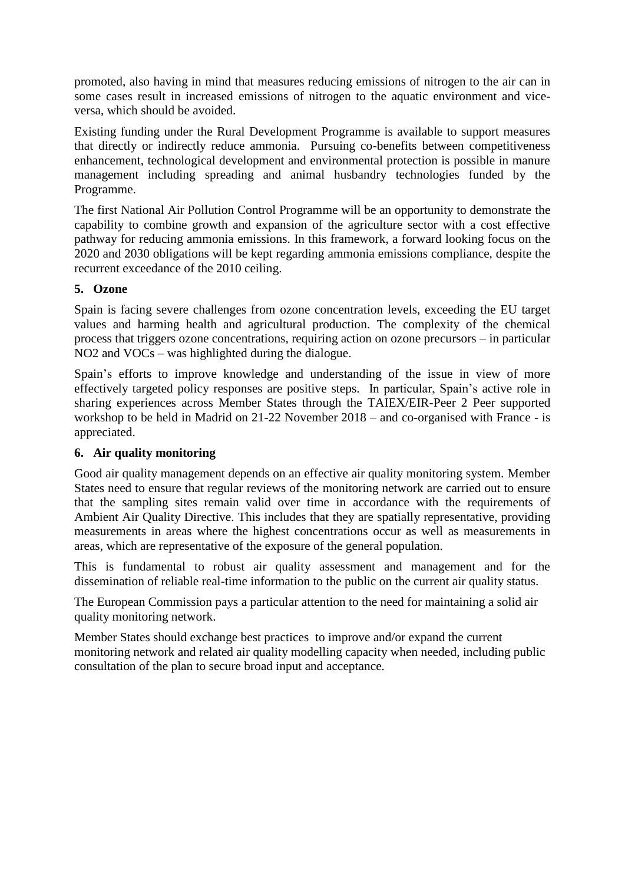promoted, also having in mind that measures reducing emissions of nitrogen to the air can in some cases result in increased emissions of nitrogen to the aquatic environment and vice-versa, which should be avoided.

Existing funding under the Rural Development Programme is available to support measures that directly or indirectly reduce ammonia. Pursuing co-benefits between competitiveness enhancement, technological development and environmental protection is possible in manure management including spreading and animal husbandry technologies funded by the Programme.

The first National Air Pollution Control Programme will be an opportunity to demonstrate the capability to combine growth and expansion of the agriculture sector with a cost effective pathway for reducing ammonia emissions. In this framework, a forward looking focus on the 2020 and 2030 obligations will be kept regarding ammonia emissions compliance, despite the recurrent exceedance of the 2010 ceiling.

## 5. Ozone

Spain is facing severe challenges from ozone concentration levels, exceeding the EU target values and harming health and agricultural production. The complexity of the chemical process that triggers ozone concentrations, requiring action on ozone precursors – in particular $NO_2$ and VOCs – was highlighted during the dialogue.

Spain's efforts to improve knowledge and understanding of the issue in view of more effectively targeted policy responses are positive steps. In particular, Spain's active role in sharing experiences across Member States through the TAIEX/EIR-Peer 2 Peer supported workshop to be held in Madrid on 21-22 November 2018 – and co-organised with France - is appreciated.

## 6. Air quality monitoring

Good air quality management depends on an effective air quality monitoring system. Member States need to ensure that regular reviews of the monitoring network are carried out to ensure that the sampling sites remain valid over time in accordance with the requirements of Ambient Air Quality Directive. This includes that they are spatially representative, providing measurements in areas where the highest concentrations occur as well as measurements in areas, which are representative of the exposure of the general population.

This is fundamental to robust air quality assessment and management and for the dissemination of reliable real-time information to the public on the current air quality status.

The European Commission pays a particular attention to the need for maintaining a solid air quality monitoring network.

Member States should exchange best practices to improve and/or expand the current monitoring network and related air quality modelling capacity when needed, including public consultation of the plan to secure broad input and acceptance.